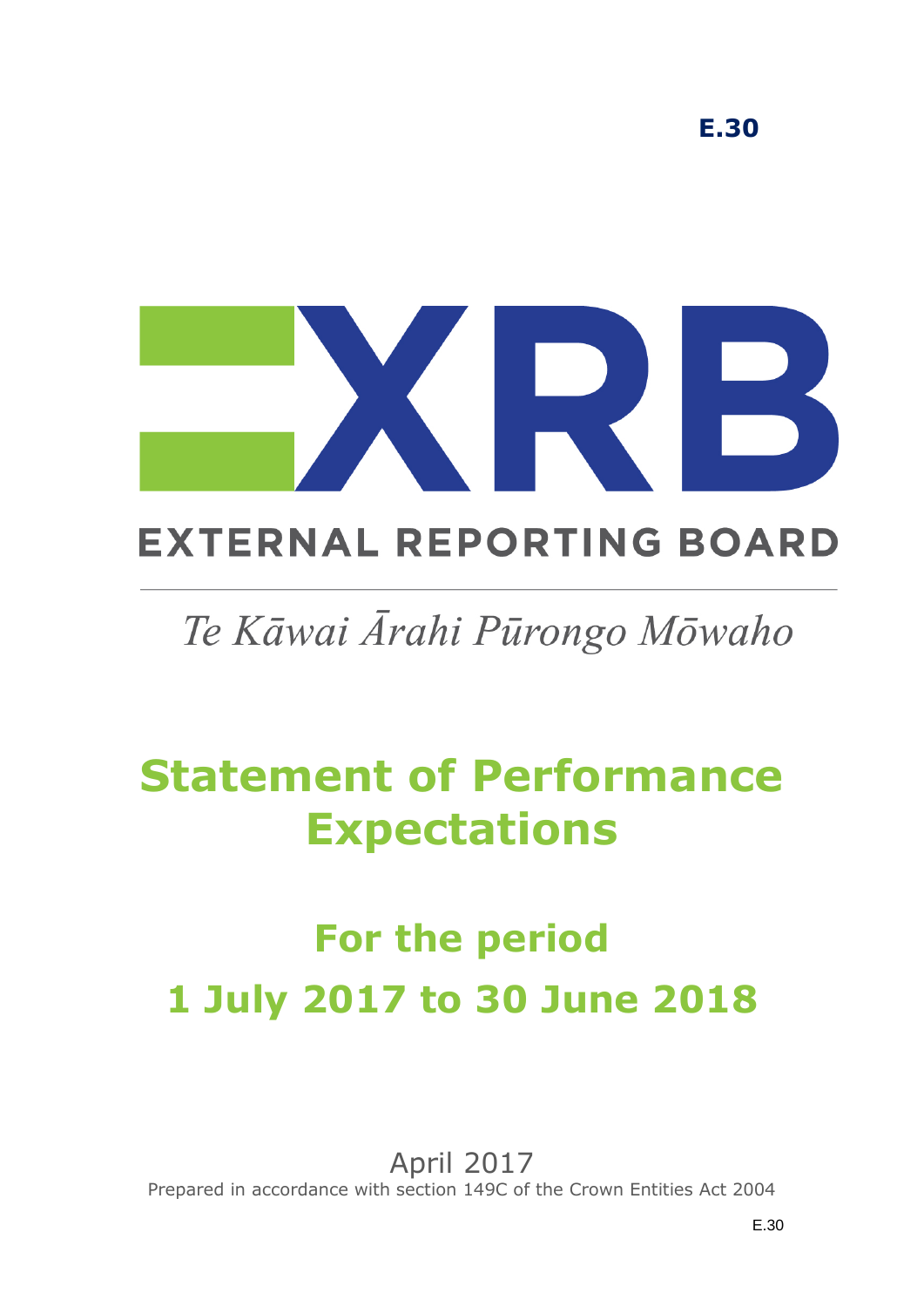E.30

EXTERNAL REPORTING BOARD

*Te Kāwai Ārahi Pūrongo Mōwaho*

# Statement of Performance Expectations

## For the period 1 July 2017 to 30 June 2018

April 2017

Prepared in accordance with section 149C of the Crown Entities Act 2004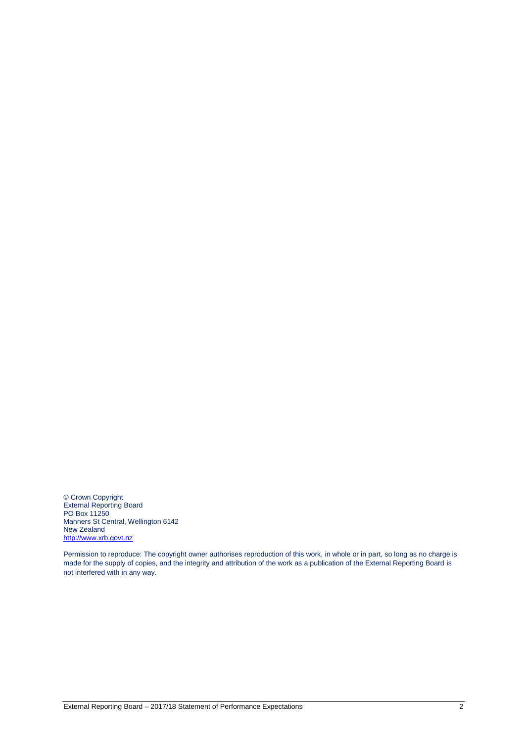© Crown Copyright
External Reporting Board
PO Box 11250
Manners St Central, Wellington 6142
New Zealand
http://www.xrb.govt.nz

Permission to reproduce: The copyright owner authorises reproduction of this work, in whole or in part, so long as no charge is made for the supply of copies, and the integrity and attribution of the work as a publication of the External Reporting Board is not interfered with in any way.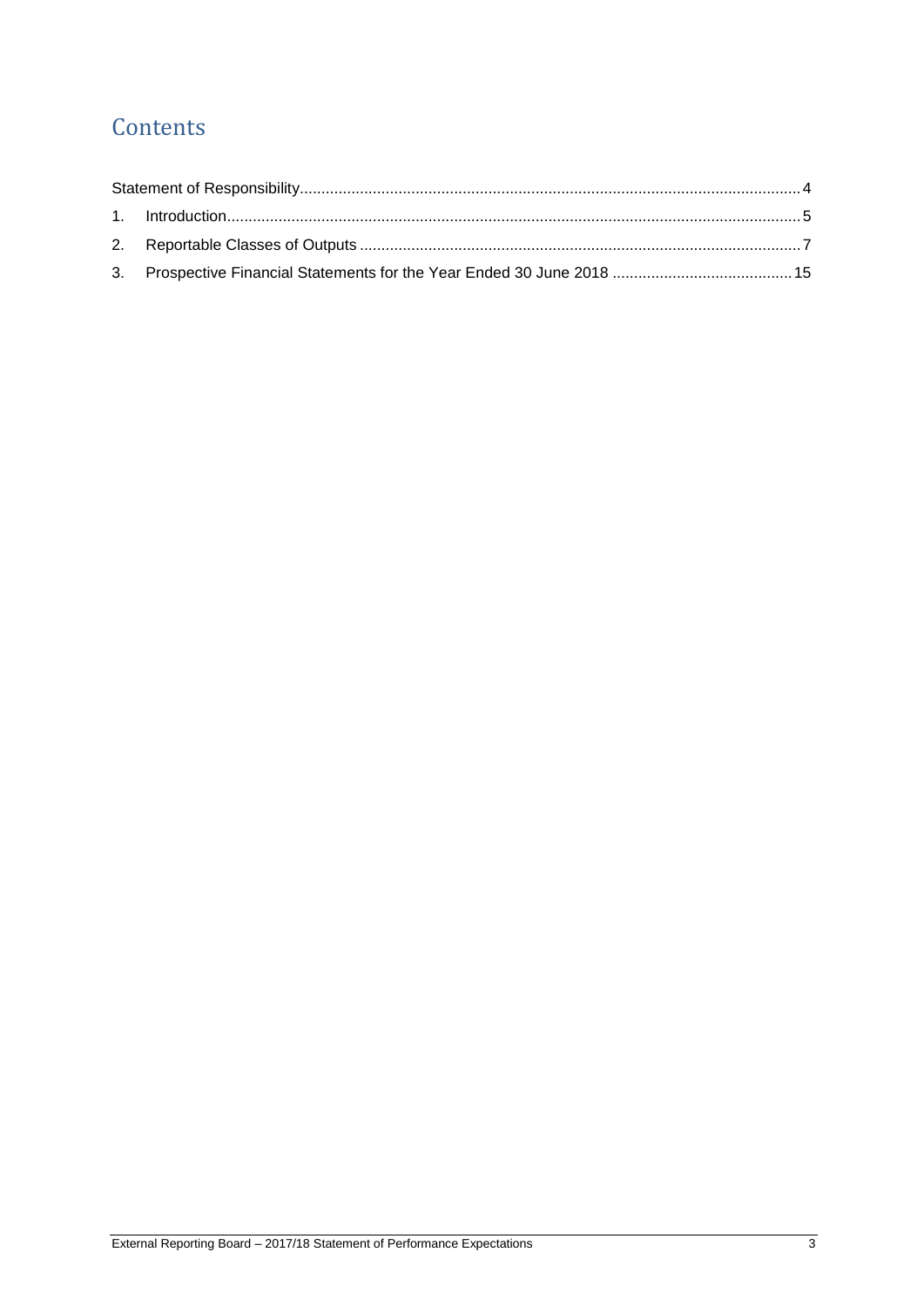# Contents

Statement of Responsibility .................................................................................................................... 4

1. Introduction ..................................................................................................................................... 5
2. Reportable Classes of Outputs ...................................................................................................... 7
3. Prospective Financial Statements for the Year Ended 30 June 2018 .......................................... 15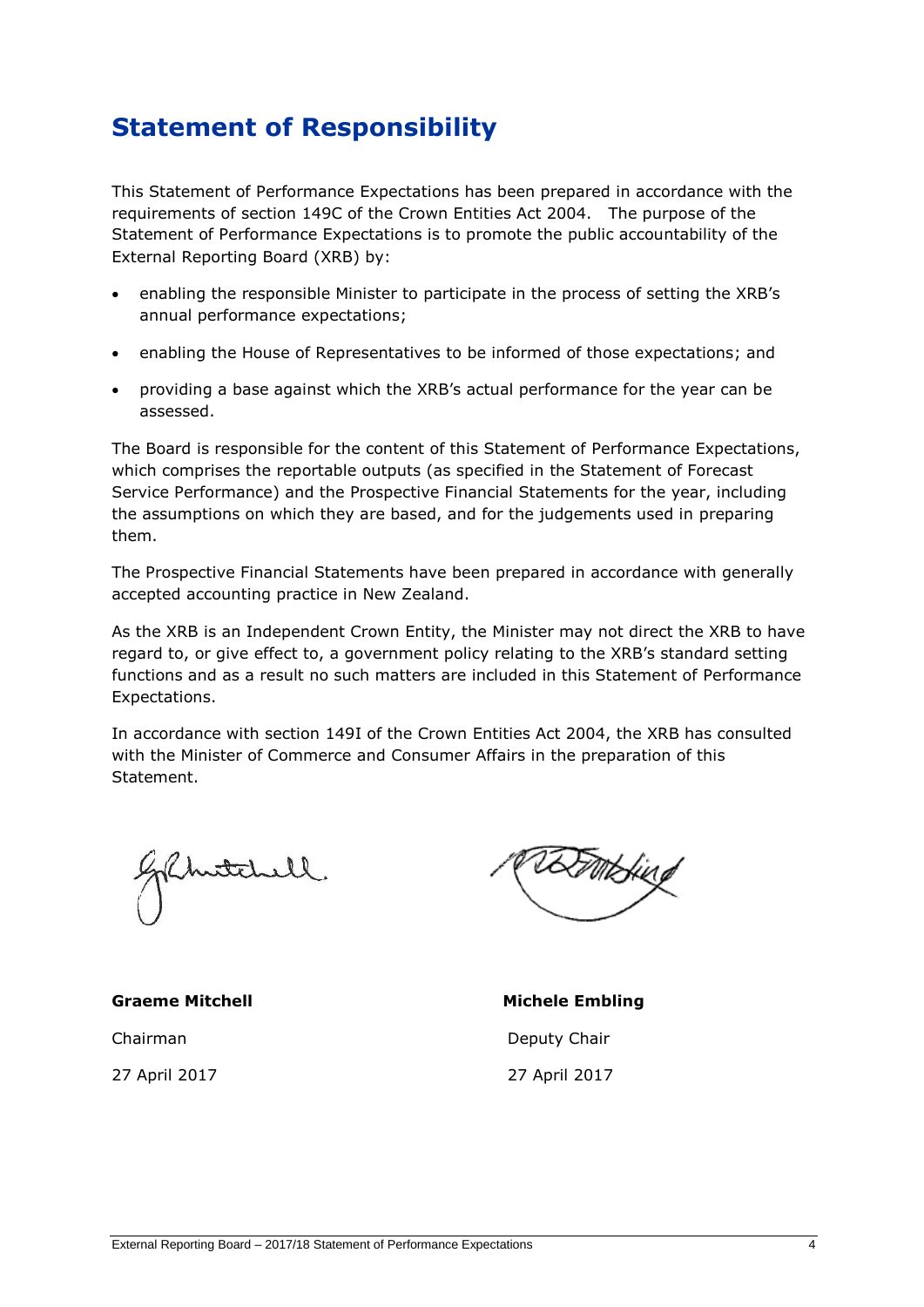# Statement of Responsibility

This Statement of Performance Expectations has been prepared in accordance with the requirements of section 149C of the Crown Entities Act 2004. The purpose of the Statement of Performance Expectations is to promote the public accountability of the External Reporting Board (XRB) by:

- enabling the responsible Minister to participate in the process of setting the XRB's annual performance expectations;
- enabling the House of Representatives to be informed of those expectations; and
- providing a base against which the XRB's actual performance for the year can be assessed.

The Board is responsible for the content of this Statement of Performance Expectations, which comprises the reportable outputs (as specified in the Statement of Forecast Service Performance) and the Prospective Financial Statements for the year, including the assumptions on which they are based, and for the judgements used in preparing them.

The Prospective Financial Statements have been prepared in accordance with generally accepted accounting practice in New Zealand.

As the XRB is an Independent Crown Entity, the Minister may not direct the XRB to have regard to, or give effect to, a government policy relating to the XRB's standard setting functions and as a result no such matters are included in this Statement of Performance Expectations.

In accordance with section 149I of the Crown Entities Act 2004, the XRB has consulted with the Minister of Commerce and Consumer Affairs in the preparation of this Statement.

**Graeme Mitchell**
Chairman
27 April 2017

**Michele Embling**
Deputy Chair
27 April 2017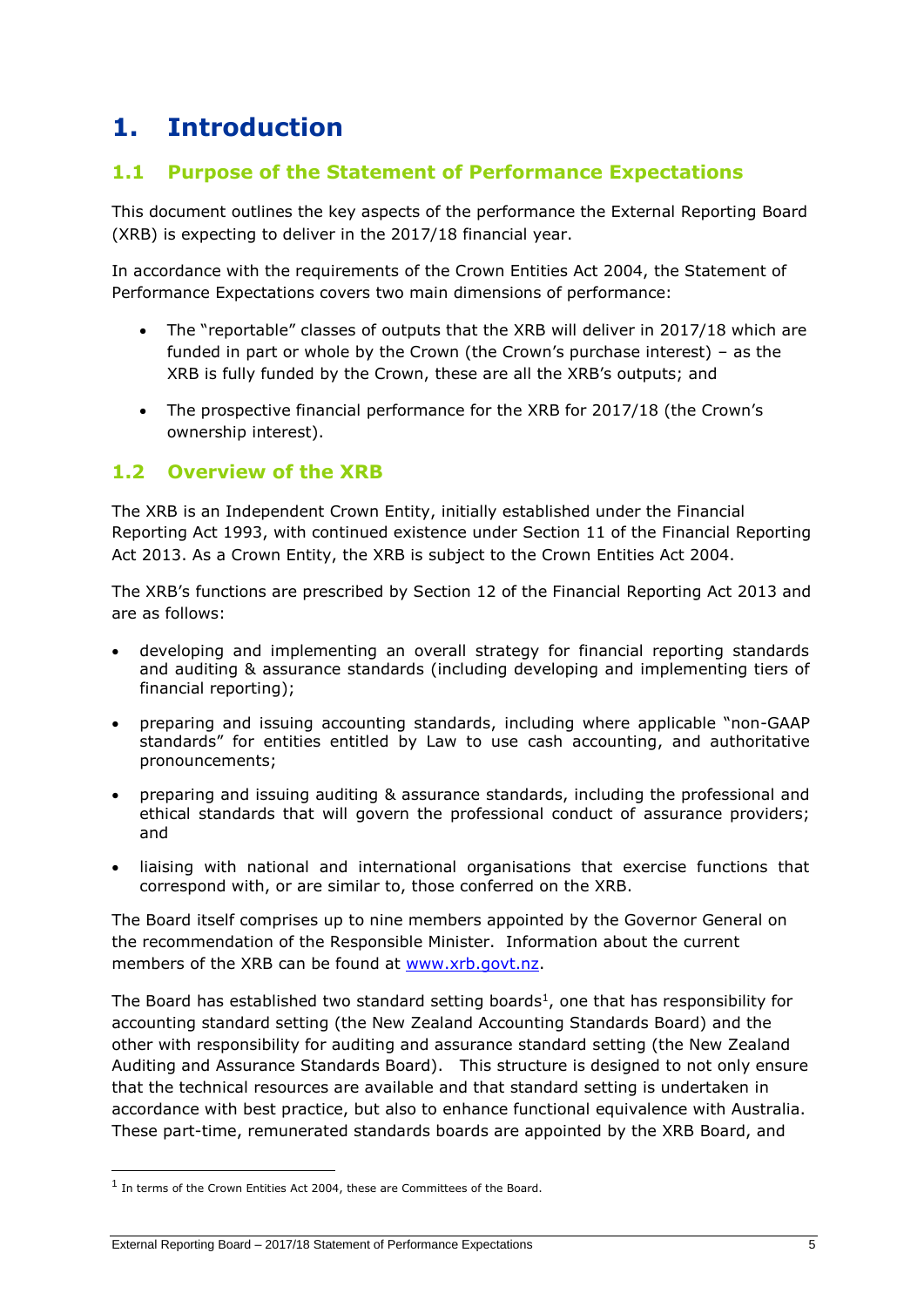# 1. Introduction

## 1.1 Purpose of the Statement of Performance Expectations

This document outlines the key aspects of the performance the External Reporting Board (XRB) is expecting to deliver in the 2017/18 financial year.

In accordance with the requirements of the Crown Entities Act 2004, the Statement of Performance Expectations covers two main dimensions of performance:

- The "reportable" classes of outputs that the XRB will deliver in 2017/18 which are funded in part or whole by the Crown (the Crown's purchase interest) – as the XRB is fully funded by the Crown, these are all the XRB's outputs; and
- The prospective financial performance for the XRB for 2017/18 (the Crown's ownership interest).

## 1.2 Overview of the XRB

The XRB is an Independent Crown Entity, initially established under the Financial Reporting Act 1993, with continued existence under Section 11 of the Financial Reporting Act 2013. As a Crown Entity, the XRB is subject to the Crown Entities Act 2004.

The XRB's functions are prescribed by Section 12 of the Financial Reporting Act 2013 and are as follows:

- developing and implementing an overall strategy for financial reporting standards and auditing & assurance standards (including developing and implementing tiers of financial reporting);
- preparing and issuing accounting standards, including where applicable "non-GAAP standards" for entities entitled by Law to use cash accounting, and authoritative pronouncements;
- preparing and issuing auditing & assurance standards, including the professional and ethical standards that will govern the professional conduct of assurance providers; and
- liaising with national and international organisations that exercise functions that correspond with, or are similar to, those conferred on the XRB.

The Board itself comprises up to nine members appointed by the Governor General on the recommendation of the Responsible Minister. Information about the current members of the XRB can be found at www.xrb.govt.nz.

The Board has established two standard setting boards[1], one that has responsibility for accounting standard setting (the New Zealand Accounting Standards Board) and the other with responsibility for auditing and assurance standard setting (the New Zealand Auditing and Assurance Standards Board). This structure is designed to not only ensure that the technical resources are available and that standard setting is undertaken in accordance with best practice, but also to enhance functional equivalence with Australia. These part-time, remunerated standards boards are appointed by the XRB Board, and

[1] In terms of the Crown Entities Act 2004, these are Committees of the Board.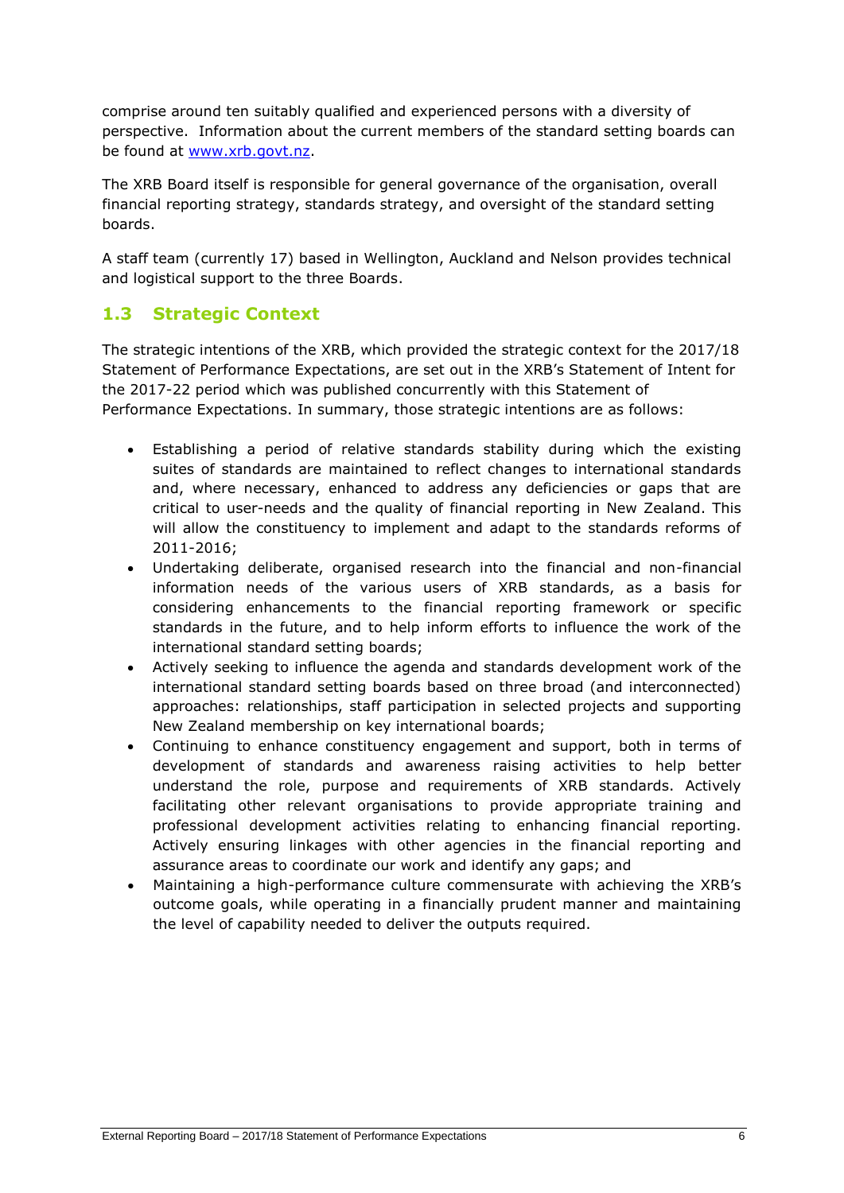comprise around ten suitably qualified and experienced persons with a diversity of perspective. Information about the current members of the standard setting boards can be found at [www.xrb.govt.nz](http://www.xrb.govt.nz).

The XRB Board itself is responsible for general governance of the organisation, overall financial reporting strategy, standards strategy, and oversight of the standard setting boards.

A staff team (currently 17) based in Wellington, Auckland and Nelson provides technical and logistical support to the three Boards.

## 1.3 Strategic Context

The strategic intentions of the XRB, which provided the strategic context for the 2017/18 Statement of Performance Expectations, are set out in the XRB's Statement of Intent for the 2017-22 period which was published concurrently with this Statement of Performance Expectations. In summary, those strategic intentions are as follows:

- Establishing a period of relative standards stability during which the existing suites of standards are maintained to reflect changes to international standards and, where necessary, enhanced to address any deficiencies or gaps that are critical to user-needs and the quality of financial reporting in New Zealand. This will allow the constituency to implement and adapt to the standards reforms of 2011-2016;
- Undertaking deliberate, organised research into the financial and non-financial information needs of the various users of XRB standards, as a basis for considering enhancements to the financial reporting framework or specific standards in the future, and to help inform efforts to influence the work of the international standard setting boards;
- Actively seeking to influence the agenda and standards development work of the international standard setting boards based on three broad (and interconnected) approaches: relationships, staff participation in selected projects and supporting New Zealand membership on key international boards;
- Continuing to enhance constituency engagement and support, both in terms of development of standards and awareness raising activities to help better understand the role, purpose and requirements of XRB standards. Actively facilitating other relevant organisations to provide appropriate training and professional development activities relating to enhancing financial reporting. Actively ensuring linkages with other agencies in the financial reporting and assurance areas to coordinate our work and identify any gaps; and
- Maintaining a high-performance culture commensurate with achieving the XRB's outcome goals, while operating in a financially prudent manner and maintaining the level of capability needed to deliver the outputs required.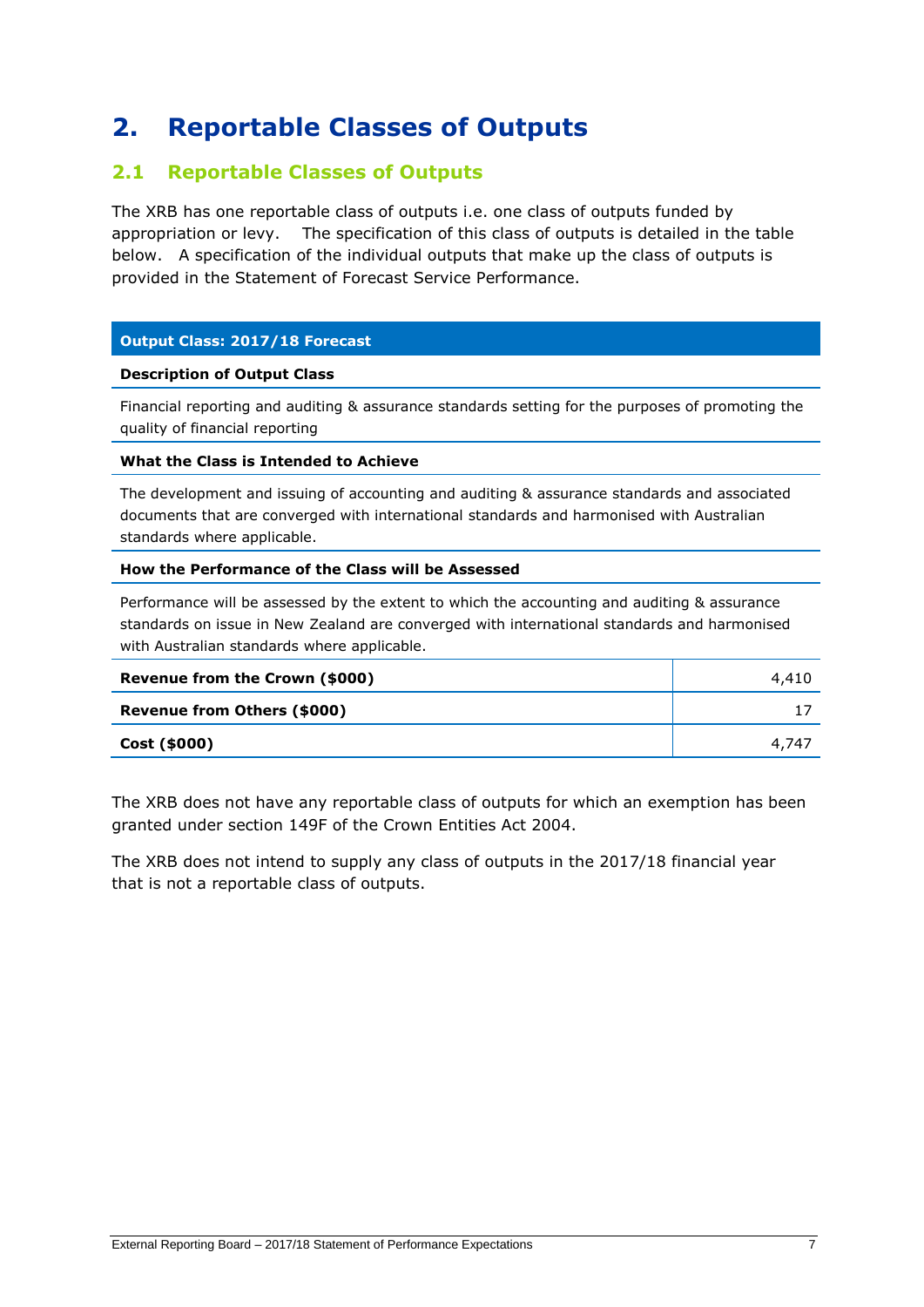# 2. Reportable Classes of Outputs

## 2.1 Reportable Classes of Outputs

The XRB has one reportable class of outputs i.e. one class of outputs funded by appropriation or levy. The specification of this class of outputs is detailed in the table below. A specification of the individual outputs that make up the class of outputs is provided in the Statement of Forecast Service Performance.

| **Output Class: 2017/18 Forecast** | |
|---|---|
| **Description of Output Class** | |
| Financial reporting and auditing & assurance standards setting for the purposes of promoting the quality of financial reporting | |
| **What the Class is Intended to Achieve** | |
| The development and issuing of accounting and auditing & assurance standards and associated documents that are converged with international standards and harmonised with Australian standards where applicable. | |
| **How the Performance of the Class will be Assessed** | |
| Performance will be assessed by the extent to which the accounting and auditing & assurance standards on issue in New Zealand are converged with international standards and harmonised with Australian standards where applicable. | |
| **Revenue from the Crown ($000)** | 4,410 |
| **Revenue from Others ($000)** | 17 |
| **Cost ($000)** | 4,747 |

The XRB does not have any reportable class of outputs for which an exemption has been granted under section 149F of the Crown Entities Act 2004.

The XRB does not intend to supply any class of outputs in the 2017/18 financial year that is not a reportable class of outputs.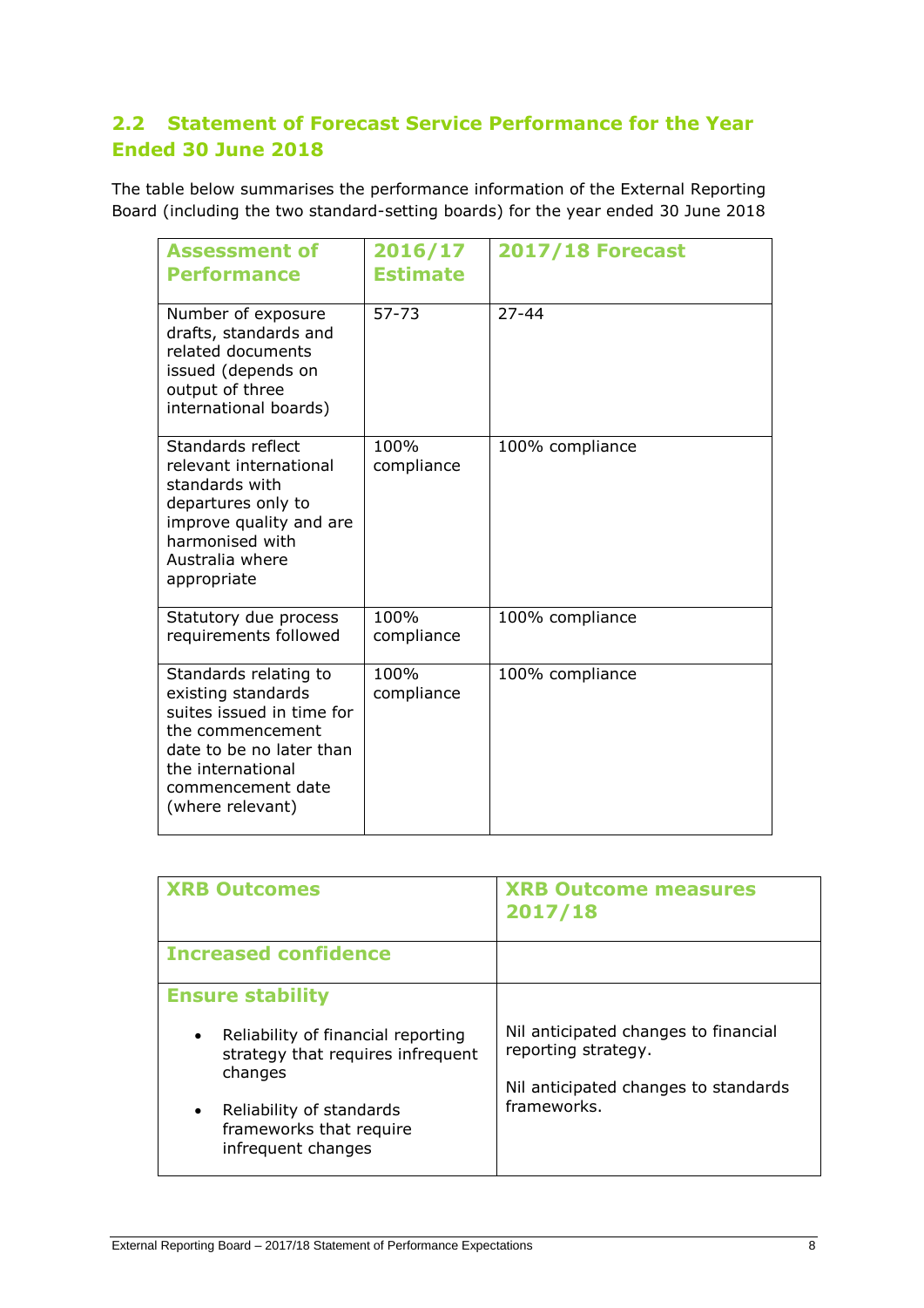## 2.2 Statement of Forecast Service Performance for the Year Ended 30 June 2018

The table below summarises the performance information of the External Reporting Board (including the two standard-setting boards) for the year ended 30 June 2018

| Assessment of Performance | 2016/17 Estimate | 2017/18 Forecast |
|---|---|---|
| Number of exposure drafts, standards and related documents issued (depends on output of three international boards) | 57-73 | 27-44 |
| Standards reflect relevant international standards with departures only to improve quality and are harmonised with Australia where appropriate | 100% compliance | 100% compliance |
| Statutory due process requirements followed | 100% compliance | 100% compliance |
| Standards relating to existing standards suites issued in time for the commencement date to be no later than the international commencement date (where relevant) | 100% compliance | 100% compliance |

| XRB Outcomes | XRB Outcome measures 2017/18 |
|---|---|
| **Increased confidence** | |
| **Ensure stability**<br>• Reliability of financial reporting strategy that requires infrequent changes<br>• Reliability of standards frameworks that require infrequent changes | Nil anticipated changes to financial reporting strategy.<br><br>Nil anticipated changes to standards frameworks. |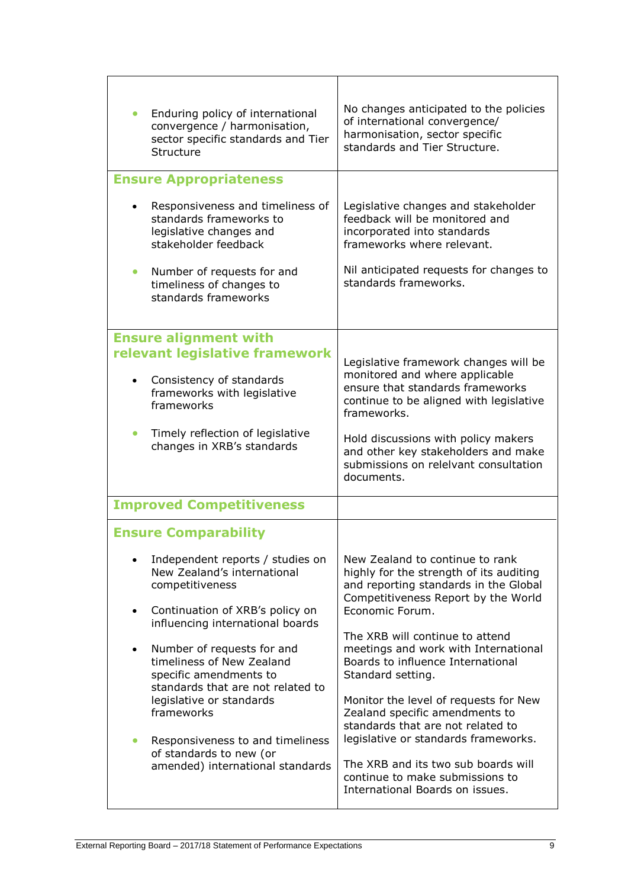| | |
|---|---|
| • Enduring policy of international convergence / harmonisation, sector specific standards and Tier Structure | No changes anticipated to the policies of international convergence/ harmonisation, sector specific standards and Tier Structure. |
| **Ensure Appropriateness**<br><br>• Responsiveness and timeliness of standards frameworks to legislative changes and stakeholder feedback<br><br>• Number of requests for and timeliness of changes to standards frameworks | Legislative changes and stakeholder feedback will be monitored and incorporated into standards frameworks where relevant.<br><br>Nil anticipated requests for changes to standards frameworks. |
| **Ensure alignment with relevant legislative framework**<br><br>• Consistency of standards frameworks with legislative frameworks<br><br>• Timely reflection of legislative changes in XRB's standards | Legislative framework changes will be monitored and where applicable ensure that standards frameworks continue to be aligned with legislative frameworks.<br><br>Hold discussions with policy makers and other key stakeholders and make submissions on relelvant consultation documents. |
| **Improved Competitiveness** | |
| **Ensure Comparability**<br><br>• Independent reports / studies on New Zealand's international competitiveness<br><br>• Continuation of XRB's policy on influencing international boards<br><br>• Number of requests for and timeliness of New Zealand specific amendments to standards that are not related to legislative or standards frameworks<br><br>• Responsiveness to and timeliness of standards to new (or amended) international standards | New Zealand to continue to rank highly for the strength of its auditing and reporting standards in the Global Competitiveness Report by the World Economic Forum.<br><br>The XRB will continue to attend meetings and work with International Boards to influence International Standard setting.<br><br>Monitor the level of requests for New Zealand specific amendments to standards that are not related to legislative or standards frameworks.<br><br>The XRB and its two sub boards will continue to make submissions to International Boards on issues. |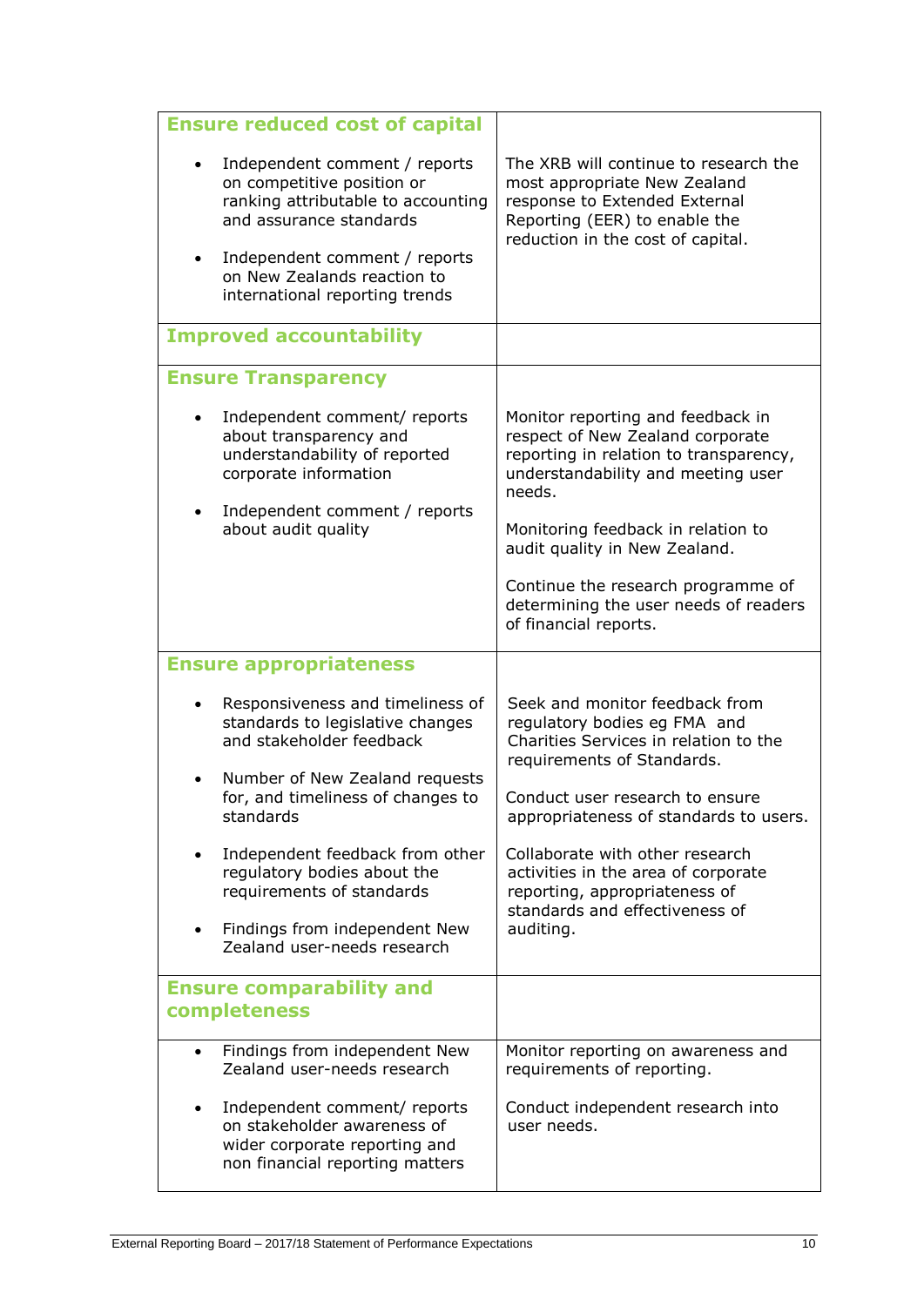| | |
|---|---|
| **Ensure reduced cost of capital** | |
| • Independent comment / reports on competitive position or ranking attributable to accounting and assurance standards<br><br>• Independent comment / reports on New Zealands reaction to international reporting trends | The XRB will continue to research the most appropriate New Zealand response to Extended External Reporting (EER) to enable the reduction in the cost of capital. |
| **Improved accountability** | |
| **Ensure Transparency** | |
| • Independent comment/ reports about transparency and understandability of reported corporate information<br><br>• Independent comment / reports about audit quality | Monitor reporting and feedback in respect of New Zealand corporate reporting in relation to transparency, understandability and meeting user needs.<br><br>Monitoring feedback in relation to audit quality in New Zealand.<br><br>Continue the research programme of determining the user needs of readers of financial reports. |
| **Ensure appropriateness** | |
| • Responsiveness and timeliness of standards to legislative changes and stakeholder feedback<br><br>• Number of New Zealand requests for, and timeliness of changes to standards<br><br>• Independent feedback from other regulatory bodies about the requirements of standards<br><br>• Findings from independent New Zealand user-needs research | Seek and monitor feedback from regulatory bodies eg FMA and Charities Services in relation to the requirements of Standards.<br><br>Conduct user research to ensure appropriateness of standards to users.<br><br>Collaborate with other research activities in the area of corporate reporting, appropriateness of standards and effectiveness of auditing. |
| **Ensure comparability and completeness** | |
| • Findings from independent New Zealand user-needs research<br><br>• Independent comment/ reports on stakeholder awareness of wider corporate reporting and non financial reporting matters | Monitor reporting on awareness and requirements of reporting.<br><br>Conduct independent research into user needs. |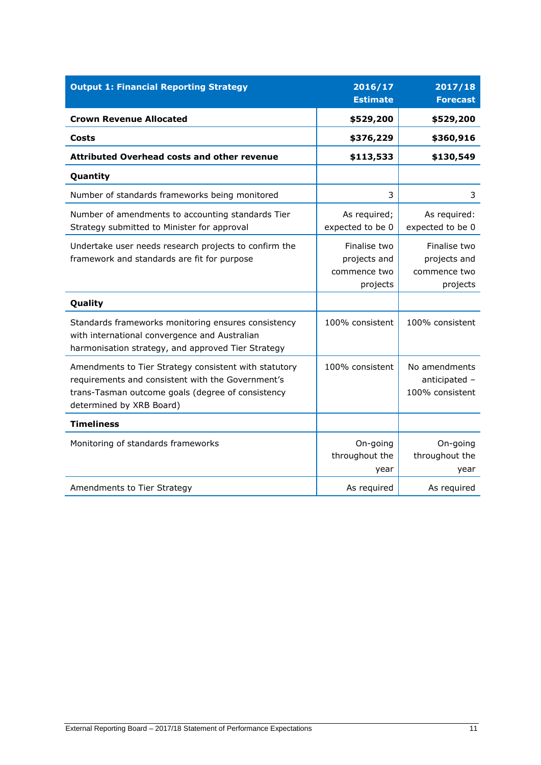| **Output 1: Financial Reporting Strategy** | **2016/17 Estimate** | **2017/18 Forecast** |
|---|---|---|
| **Crown Revenue Allocated** | **$529,200** | **$529,200** |
| **Costs** | **$376,229** | **$360,916** |
| **Attributed Overhead costs and other revenue** | **$113,533** | **$130,549** |
| **Quantity** | | |
| Number of standards frameworks being monitored | 3 | 3 |
| Number of amendments to accounting standards Tier Strategy submitted to Minister for approval | As required; expected to be 0 | As required: expected to be 0 |
| Undertake user needs research projects to confirm the framework and standards are fit for purpose | Finalise two projects and commence two projects | Finalise two projects and commence two projects |
| **Quality** | | |
| Standards frameworks monitoring ensures consistency with international convergence and Australian harmonisation strategy, and approved Tier Strategy | 100% consistent | 100% consistent |
| Amendments to Tier Strategy consistent with statutory requirements and consistent with the Government's trans-Tasman outcome goals (degree of consistency determined by XRB Board) | 100% consistent | No amendments anticipated – 100% consistent |
| **Timeliness** | | |
| Monitoring of standards frameworks | On-going throughout the year | On-going throughout the year |
| Amendments to Tier Strategy | As required | As required |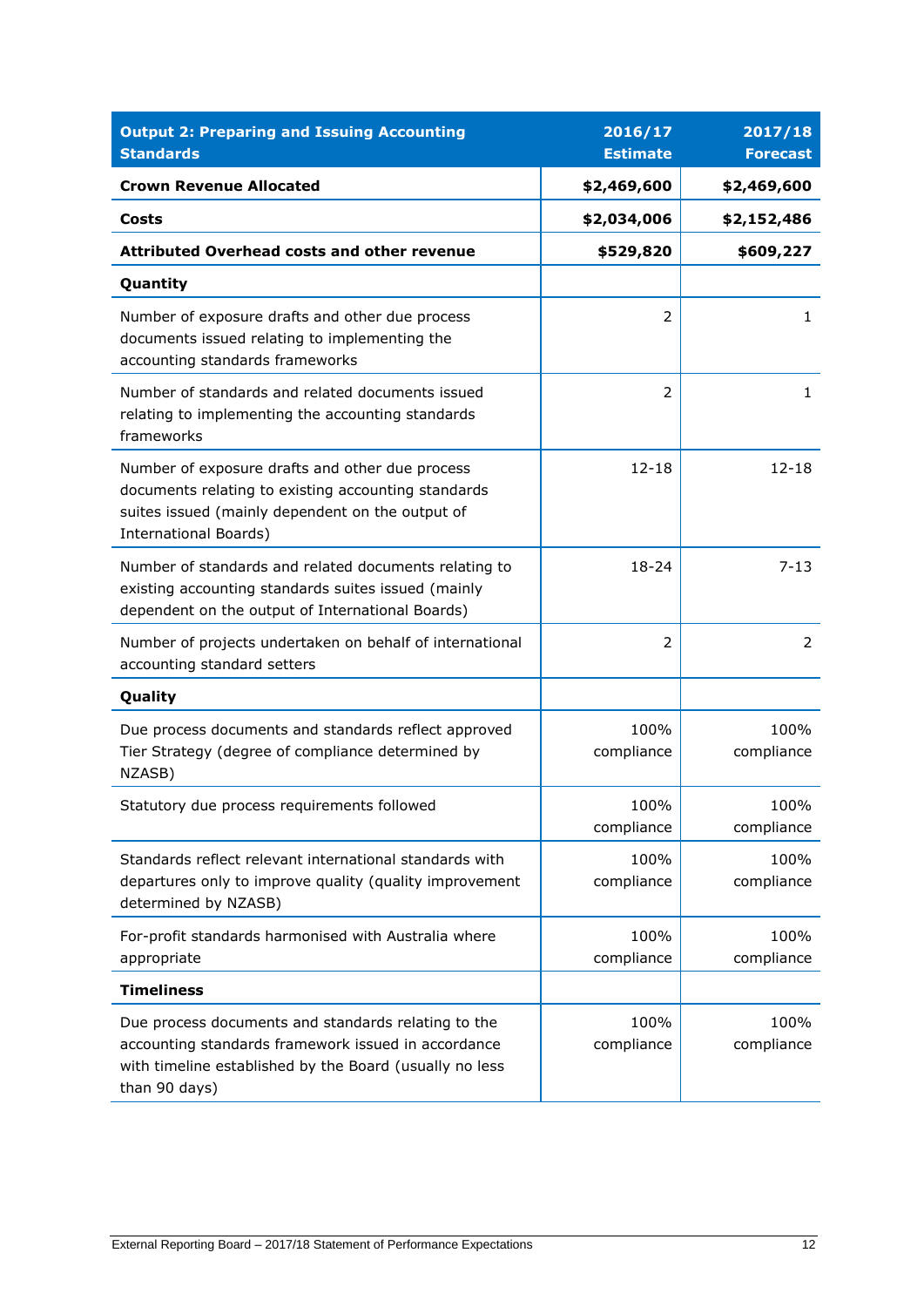| Output 2: Preparing and Issuing Accounting Standards | 2016/17 Estimate | 2017/18 Forecast |
|---|---|---|
| **Crown Revenue Allocated** | **$2,469,600** | **$2,469,600** |
| **Costs** | **$2,034,006** | **$2,152,486** |
| **Attributed Overhead costs and other revenue** | **$529,820** | **$609,227** |
| **Quantity** | | |
| Number of exposure drafts and other due process documents issued relating to implementing the accounting standards frameworks | 2 | 1 |
| Number of standards and related documents issued relating to implementing the accounting standards frameworks | 2 | 1 |
| Number of exposure drafts and other due process documents relating to existing accounting standards suites issued (mainly dependent on the output of International Boards) | 12-18 | 12-18 |
| Number of standards and related documents relating to existing accounting standards suites issued (mainly dependent on the output of International Boards) | 18-24 | 7-13 |
| Number of projects undertaken on behalf of international accounting standard setters | 2 | 2 |
| **Quality** | | |
| Due process documents and standards reflect approved Tier Strategy (degree of compliance determined by NZASB) | 100% compliance | 100% compliance |
| Statutory due process requirements followed | 100% compliance | 100% compliance |
| Standards reflect relevant international standards with departures only to improve quality (quality improvement determined by NZASB) | 100% compliance | 100% compliance |
| For-profit standards harmonised with Australia where appropriate | 100% compliance | 100% compliance |
| **Timeliness** | | |
| Due process documents and standards relating to the accounting standards framework issued in accordance with timeline established by the Board (usually no less than 90 days) | 100% compliance | 100% compliance |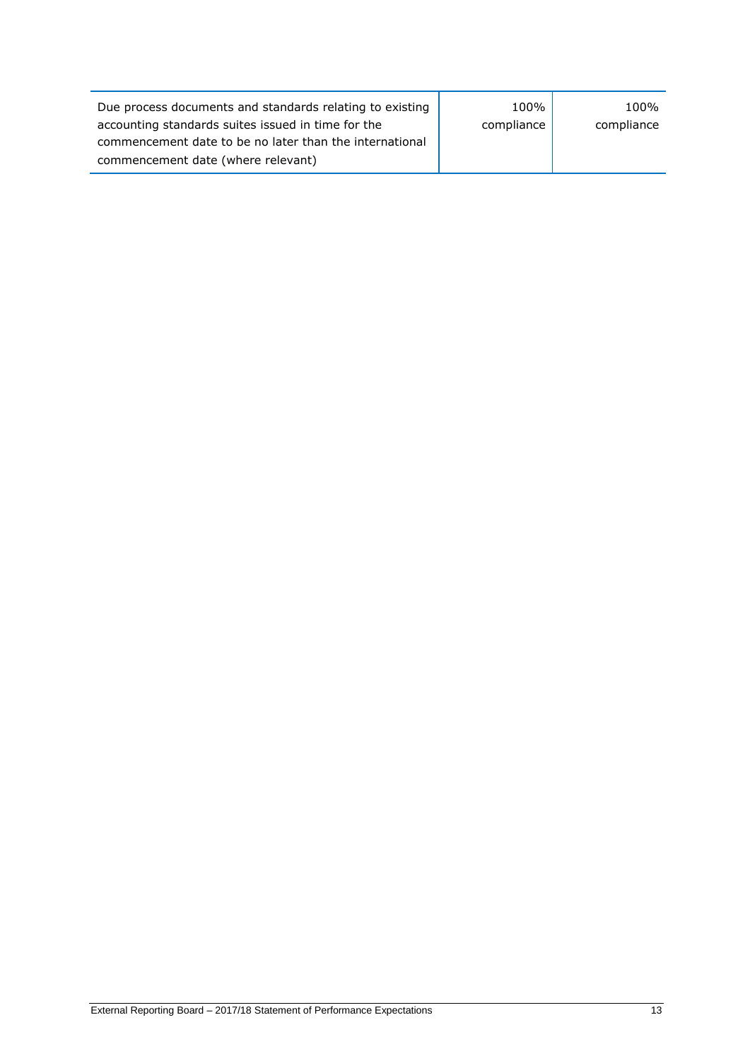| | | |
|---|---|---|
| Due process documents and standards relating to existing accounting standards suites issued in time for the commencement date to be no later than the international commencement date (where relevant) | 100% compliance | 100% compliance |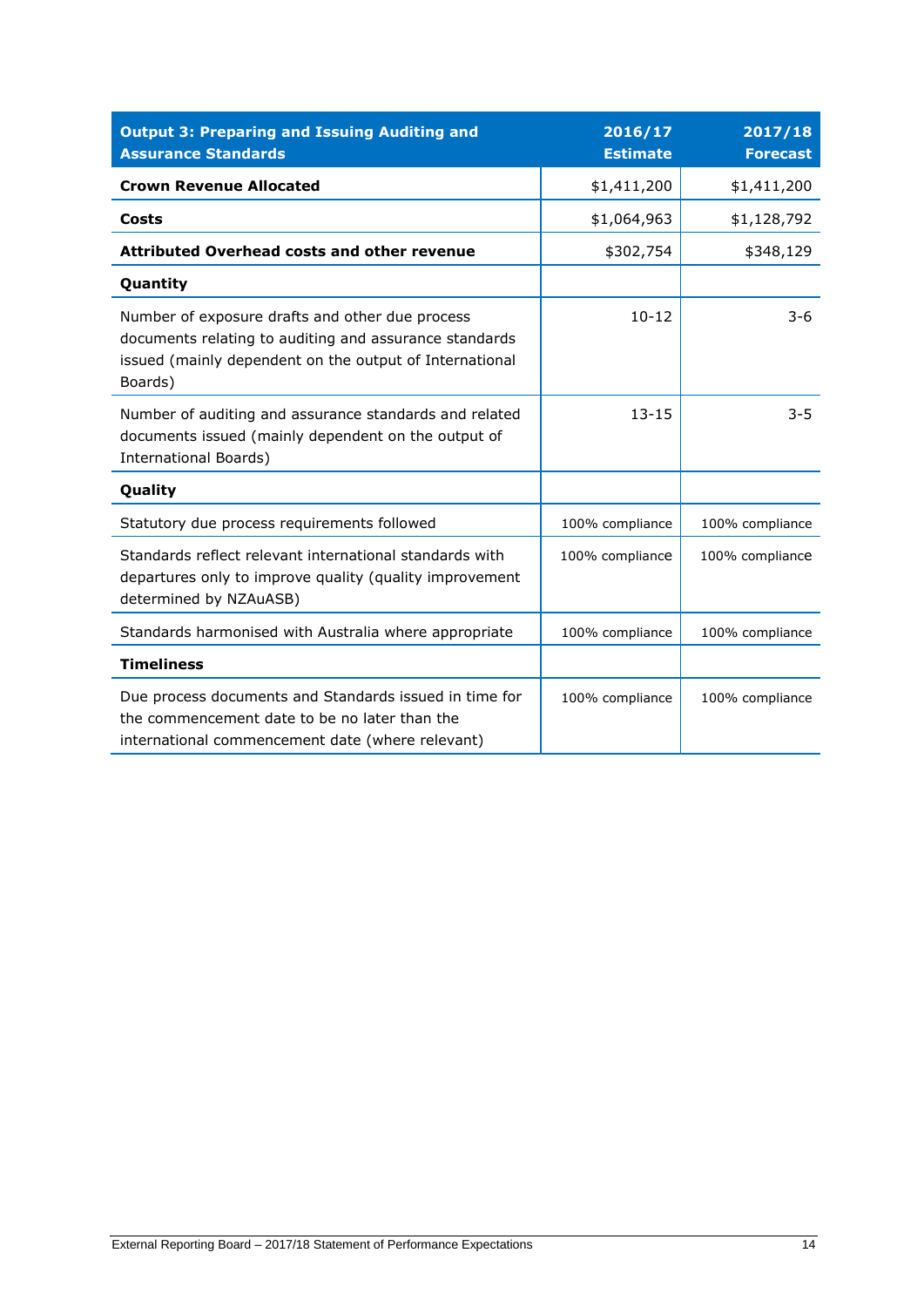| **Output 3: Preparing and Issuing Auditing and Assurance Standards** | **2016/17 Estimate** | **2017/18 Forecast** |
|---|---|---|
| **Crown Revenue Allocated** | $1,411,200 | $1,411,200 |
| **Costs** | $1,064,963 | $1,128,792 |
| **Attributed Overhead costs and other revenue** | $302,754 | $348,129 |
| **Quantity** | | |
| Number of exposure drafts and other due process documents relating to auditing and assurance standards issued (mainly dependent on the output of International Boards) | 10-12 | 3-6 |
| Number of auditing and assurance standards and related documents issued (mainly dependent on the output of International Boards) | 13-15 | 3-5 |
| **Quality** | | |
| Statutory due process requirements followed | 100% compliance | 100% compliance |
| Standards reflect relevant international standards with departures only to improve quality (quality improvement determined by NZAuASB) | 100% compliance | 100% compliance |
| Standards harmonised with Australia where appropriate | 100% compliance | 100% compliance |
| **Timeliness** | | |
| Due process documents and Standards issued in time for the commencement date to be no later than the international commencement date (where relevant) | 100% compliance | 100% compliance |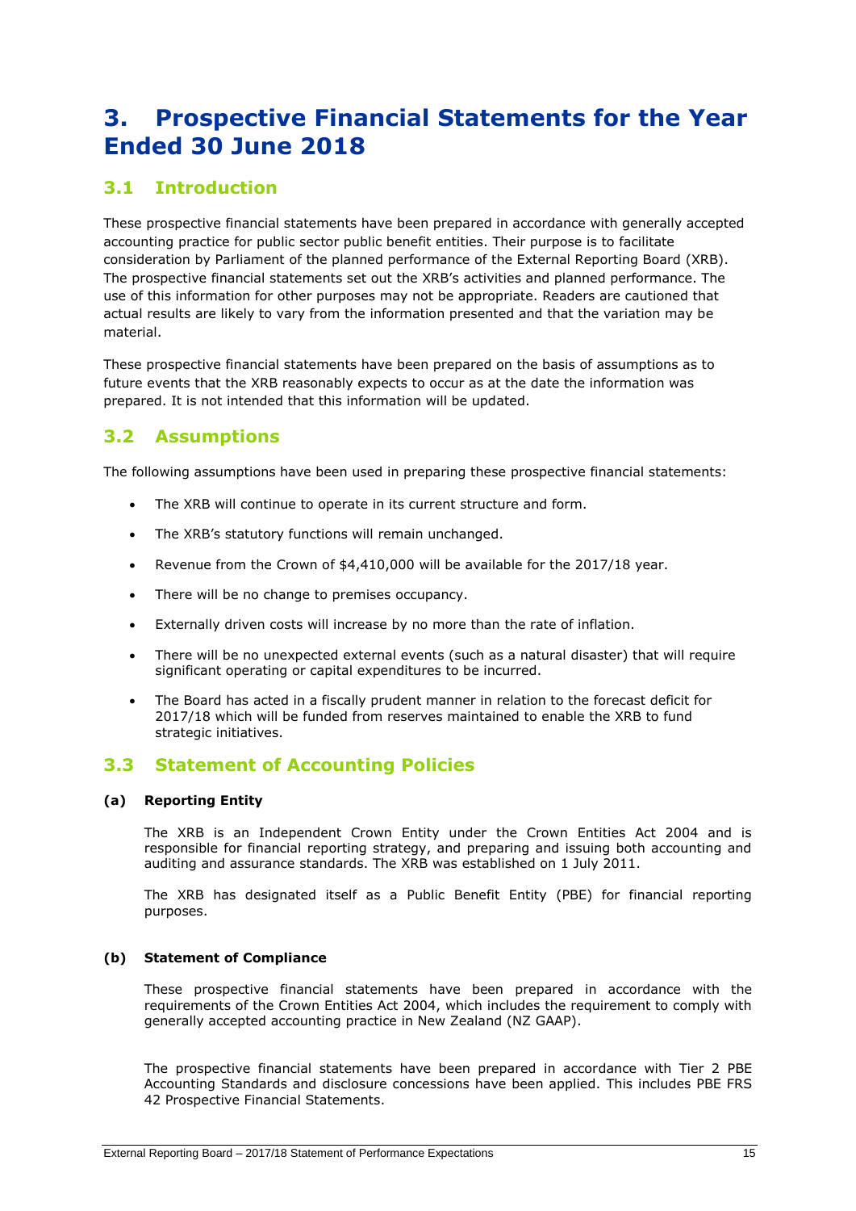# 3. Prospective Financial Statements for the Year Ended 30 June 2018

## 3.1 Introduction

These prospective financial statements have been prepared in accordance with generally accepted accounting practice for public sector public benefit entities. Their purpose is to facilitate consideration by Parliament of the planned performance of the External Reporting Board (XRB). The prospective financial statements set out the XRB's activities and planned performance. The use of this information for other purposes may not be appropriate. Readers are cautioned that actual results are likely to vary from the information presented and that the variation may be material.

These prospective financial statements have been prepared on the basis of assumptions as to future events that the XRB reasonably expects to occur as at the date the information was prepared. It is not intended that this information will be updated.

## 3.2 Assumptions

The following assumptions have been used in preparing these prospective financial statements:

- The XRB will continue to operate in its current structure and form.
- The XRB's statutory functions will remain unchanged.
- Revenue from the Crown of $4,410,000 will be available for the 2017/18 year.
- There will be no change to premises occupancy.
- Externally driven costs will increase by no more than the rate of inflation.
- There will be no unexpected external events (such as a natural disaster) that will require significant operating or capital expenditures to be incurred.
- The Board has acted in a fiscally prudent manner in relation to the forecast deficit for 2017/18 which will be funded from reserves maintained to enable the XRB to fund strategic initiatives.

## 3.3 Statement of Accounting Policies

### (a) Reporting Entity

The XRB is an Independent Crown Entity under the Crown Entities Act 2004 and is responsible for financial reporting strategy, and preparing and issuing both accounting and auditing and assurance standards. The XRB was established on 1 July 2011.

The XRB has designated itself as a Public Benefit Entity (PBE) for financial reporting purposes.

### (b) Statement of Compliance

These prospective financial statements have been prepared in accordance with the requirements of the Crown Entities Act 2004, which includes the requirement to comply with generally accepted accounting practice in New Zealand (NZ GAAP).

The prospective financial statements have been prepared in accordance with Tier 2 PBE Accounting Standards and disclosure concessions have been applied. This includes PBE FRS 42 Prospective Financial Statements.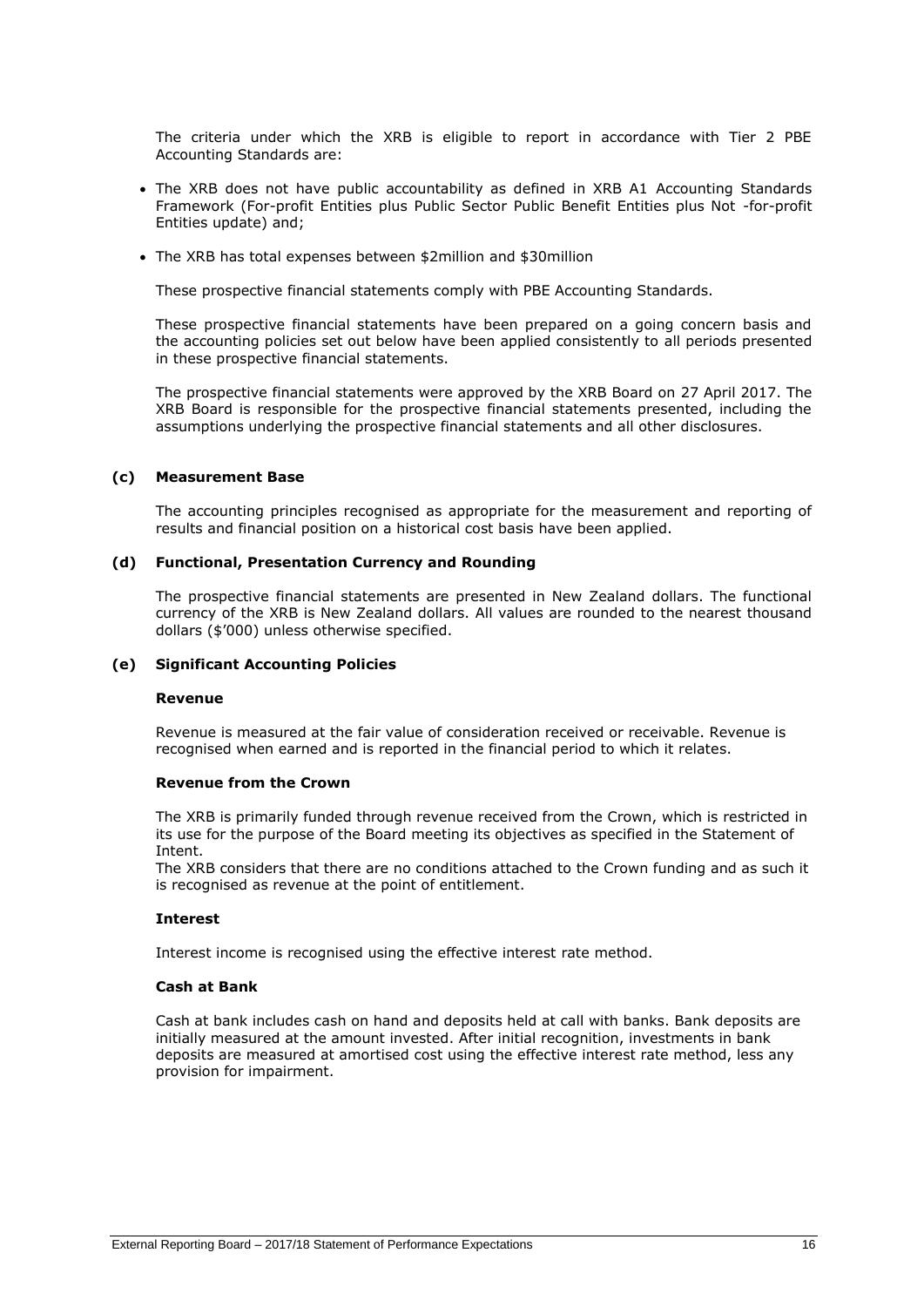The criteria under which the XRB is eligible to report in accordance with Tier 2 PBE Accounting Standards are:

- The XRB does not have public accountability as defined in XRB A1 Accounting Standards Framework (For-profit Entities plus Public Sector Public Benefit Entities plus Not -for-profit Entities update) and;
- The XRB has total expenses between $2million and $30million

These prospective financial statements comply with PBE Accounting Standards.

These prospective financial statements have been prepared on a going concern basis and the accounting policies set out below have been applied consistently to all periods presented in these prospective financial statements.

The prospective financial statements were approved by the XRB Board on 27 April 2017. The XRB Board is responsible for the prospective financial statements presented, including the assumptions underlying the prospective financial statements and all other disclosures.

### (c) Measurement Base

The accounting principles recognised as appropriate for the measurement and reporting of results and financial position on a historical cost basis have been applied.

### (d) Functional, Presentation Currency and Rounding

The prospective financial statements are presented in New Zealand dollars. The functional currency of the XRB is New Zealand dollars. All values are rounded to the nearest thousand dollars ($'000) unless otherwise specified.

### (e) Significant Accounting Policies

**Revenue**

Revenue is measured at the fair value of consideration received or receivable. Revenue is recognised when earned and is reported in the financial period to which it relates.

**Revenue from the Crown**

The XRB is primarily funded through revenue received from the Crown, which is restricted in its use for the purpose of the Board meeting its objectives as specified in the Statement of Intent.
The XRB considers that there are no conditions attached to the Crown funding and as such it is recognised as revenue at the point of entitlement.

**Interest**

Interest income is recognised using the effective interest rate method.

**Cash at Bank**

Cash at bank includes cash on hand and deposits held at call with banks. Bank deposits are initially measured at the amount invested. After initial recognition, investments in bank deposits are measured at amortised cost using the effective interest rate method, less any provision for impairment.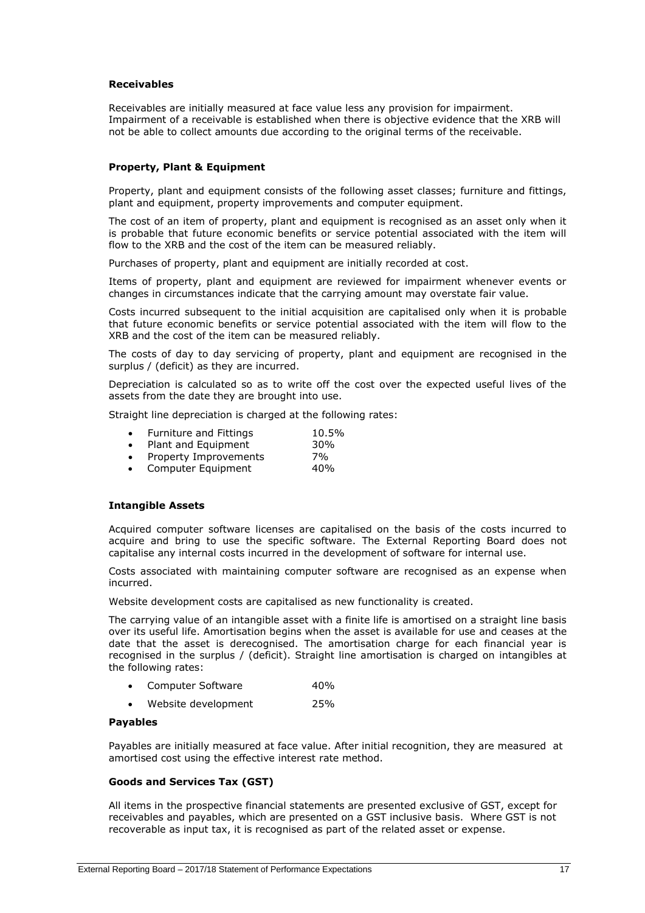### Receivables

Receivables are initially measured at face value less any provision for impairment. Impairment of a receivable is established when there is objective evidence that the XRB will not be able to collect amounts due according to the original terms of the receivable.

### Property, Plant & Equipment

Property, plant and equipment consists of the following asset classes; furniture and fittings, plant and equipment, property improvements and computer equipment.

The cost of an item of property, plant and equipment is recognised as an asset only when it is probable that future economic benefits or service potential associated with the item will flow to the XRB and the cost of the item can be measured reliably.

Purchases of property, plant and equipment are initially recorded at cost.

Items of property, plant and equipment are reviewed for impairment whenever events or changes in circumstances indicate that the carrying amount may overstate fair value.

Costs incurred subsequent to the initial acquisition are capitalised only when it is probable that future economic benefits or service potential associated with the item will flow to the XRB and the cost of the item can be measured reliably.

The costs of day to day servicing of property, plant and equipment are recognised in the surplus / (deficit) as they are incurred.

Depreciation is calculated so as to write off the cost over the expected useful lives of the assets from the date they are brought into use.

Straight line depreciation is charged at the following rates:

- Furniture and Fittings 10.5%
- Plant and Equipment 30%
- Property Improvements 7%
- Computer Equipment 40%

### Intangible Assets

Acquired computer software licenses are capitalised on the basis of the costs incurred to acquire and bring to use the specific software. The External Reporting Board does not capitalise any internal costs incurred in the development of software for internal use.

Costs associated with maintaining computer software are recognised as an expense when incurred.

Website development costs are capitalised as new functionality is created.

The carrying value of an intangible asset with a finite life is amortised on a straight line basis over its useful life. Amortisation begins when the asset is available for use and ceases at the date that the asset is derecognised. The amortisation charge for each financial year is recognised in the surplus / (deficit). Straight line amortisation is charged on intangibles at the following rates:

- Computer Software 40%
- Website development 25%

### Payables

Payables are initially measured at face value. After initial recognition, they are measured at amortised cost using the effective interest rate method.

### Goods and Services Tax (GST)

All items in the prospective financial statements are presented exclusive of GST, except for receivables and payables, which are presented on a GST inclusive basis. Where GST is not recoverable as input tax, it is recognised as part of the related asset or expense.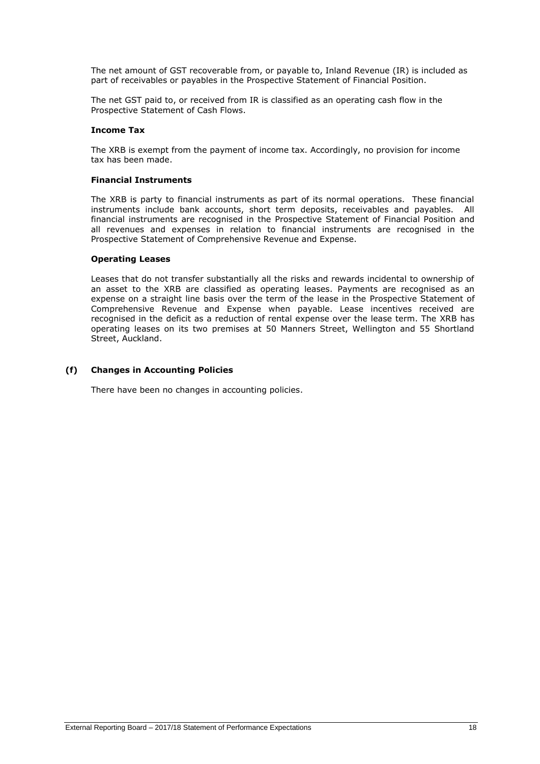The net amount of GST recoverable from, or payable to, Inland Revenue (IR) is included as part of receivables or payables in the Prospective Statement of Financial Position.

The net GST paid to, or received from IR is classified as an operating cash flow in the Prospective Statement of Cash Flows.

**Income Tax**

The XRB is exempt from the payment of income tax. Accordingly, no provision for income tax has been made.

**Financial Instruments**

The XRB is party to financial instruments as part of its normal operations. These financial instruments include bank accounts, short term deposits, receivables and payables. All financial instruments are recognised in the Prospective Statement of Financial Position and all revenues and expenses in relation to financial instruments are recognised in the Prospective Statement of Comprehensive Revenue and Expense.

**Operating Leases**

Leases that do not transfer substantially all the risks and rewards incidental to ownership of an asset to the XRB are classified as operating leases. Payments are recognised as an expense on a straight line basis over the term of the lease in the Prospective Statement of Comprehensive Revenue and Expense when payable. Lease incentives received are recognised in the deficit as a reduction of rental expense over the lease term. The XRB has operating leases on its two premises at 50 Manners Street, Wellington and 55 Shortland Street, Auckland.

### (f) Changes in Accounting Policies

There have been no changes in accounting policies.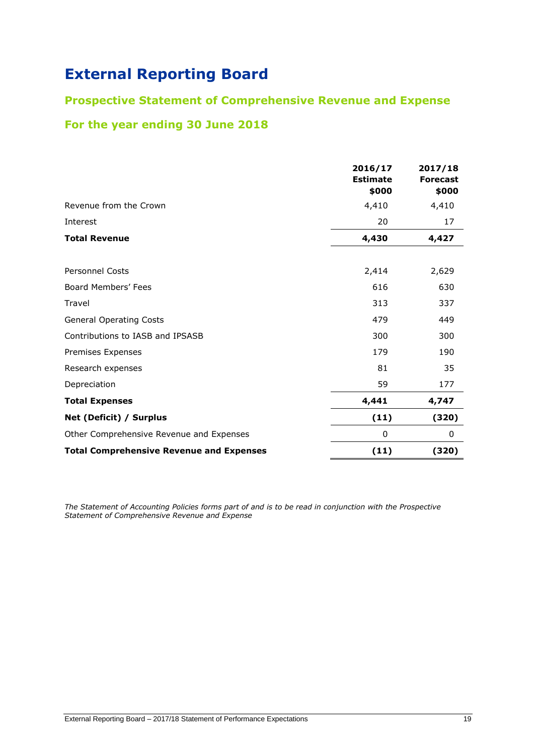# External Reporting Board

## Prospective Statement of Comprehensive Revenue and Expense

## For the year ending 30 June 2018

| | 2016/17 Estimate $000 | 2017/18 Forecast $000 |
|---|---|---|
| Revenue from the Crown | 4,410 | 4,410 |
| Interest | 20 | 17 |
| **Total Revenue** | **4,430** | **4,427** |
| | | |
| Personnel Costs | 2,414 | 2,629 |
| Board Members' Fees | 616 | 630 |
| Travel | 313 | 337 |
| General Operating Costs | 479 | 449 |
| Contributions to IASB and IPSASB | 300 | 300 |
| Premises Expenses | 179 | 190 |
| Research expenses | 81 | 35 |
| Depreciation | 59 | 177 |
| **Total Expenses** | **4,441** | **4,747** |
| **Net (Deficit) / Surplus** | **(11)** | **(320)** |
| Other Comprehensive Revenue and Expenses | 0 | 0 |
| **Total Comprehensive Revenue and Expenses** | **(11)** | **(320)** |

*The Statement of Accounting Policies forms part of and is to be read in conjunction with the Prospective Statement of Comprehensive Revenue and Expense*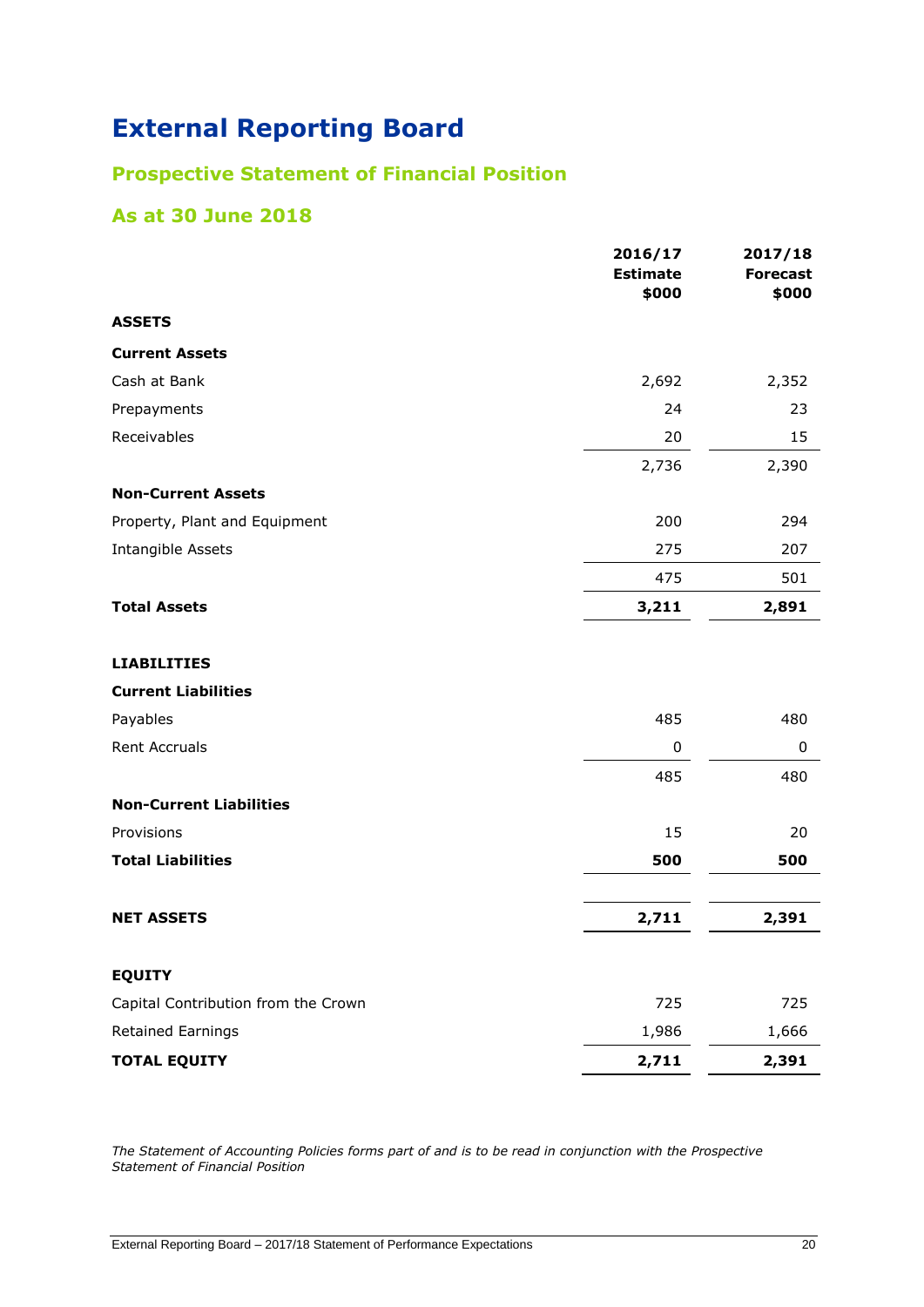# External Reporting Board

## Prospective Statement of Financial Position

## As at 30 June 2018

| | 2016/17 Estimate $000 | 2017/18 Forecast $000 |
|---|---|---|
| **ASSETS** | | |
| **Current Assets** | | |
| Cash at Bank | 2,692 | 2,352 |
| Prepayments | 24 | 23 |
| Receivables | 20 | 15 |
| | 2,736 | 2,390 |
| **Non-Current Assets** | | |
| Property, Plant and Equipment | 200 | 294 |
| Intangible Assets | 275 | 207 |
| | 475 | 501 |
| **Total Assets** | **3,211** | **2,891** |
| | | |
| **LIABILITIES** | | |
| **Current Liabilities** | | |
| Payables | 485 | 480 |
| Rent Accruals | 0 | 0 |
| | 485 | 480 |
| **Non-Current Liabilities** | | |
| Provisions | 15 | 20 |
| **Total Liabilities** | **500** | **500** |
| | | |
| **NET ASSETS** | **2,711** | **2,391** |
| | | |
| **EQUITY** | | |
| Capital Contribution from the Crown | 725 | 725 |
| Retained Earnings | 1,986 | 1,666 |
| **TOTAL EQUITY** | **2,711** | **2,391** |

*The Statement of Accounting Policies forms part of and is to be read in conjunction with the Prospective Statement of Financial Position*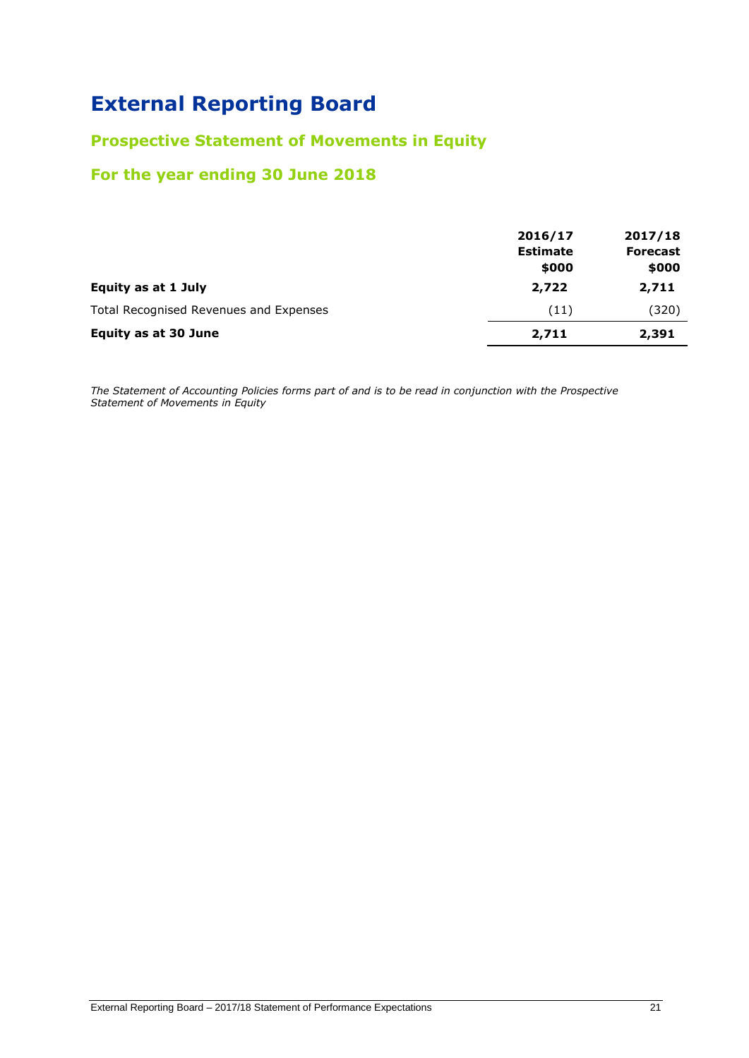# External Reporting Board

## Prospective Statement of Movements in Equity

## For the year ending 30 June 2018

| | 2016/17 Estimate $000 | 2017/18 Forecast $000 |
|---|---|---|
| **Equity as at 1 July** | **2,722** | **2,711** |
| Total Recognised Revenues and Expenses | (11) | (320) |
| **Equity as at 30 June** | **2,711** | **2,391** |

*The Statement of Accounting Policies forms part of and is to be read in conjunction with the Prospective Statement of Movements in Equity*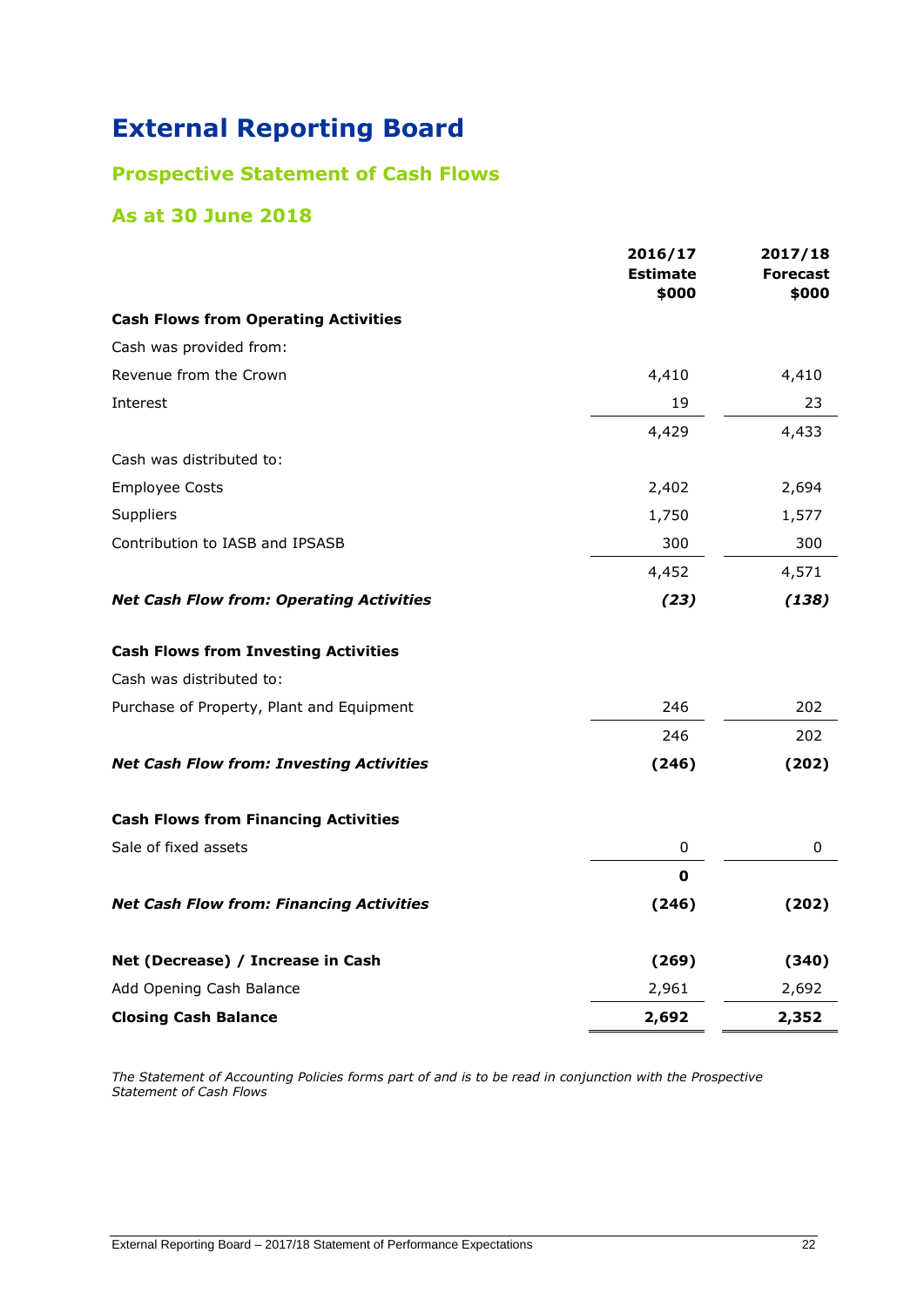# External Reporting Board

## Prospective Statement of Cash Flows

## As at 30 June 2018

| | 2016/17 Estimate $000 | 2017/18 Forecast $000 |
|---|---|---|
| **Cash Flows from Operating Activities** | | |
| Cash was provided from: | | |
| Revenue from the Crown | 4,410 | 4,410 |
| Interest | 19 | 23 |
| | 4,429 | 4,433 |
| Cash was distributed to: | | |
| Employee Costs | 2,402 | 2,694 |
| Suppliers | 1,750 | 1,577 |
| Contribution to IASB and IPSASB | 300 | 300 |
| | 4,452 | 4,571 |
| ***Net Cash Flow from: Operating Activities*** | ***(23)*** | ***(138)*** |
| **Cash Flows from Investing Activities** | | |
| Cash was distributed to: | | |
| Purchase of Property, Plant and Equipment | 246 | 202 |
| | 246 | 202 |
| ***Net Cash Flow from: Investing Activities*** | **(246)** | **(202)** |
| **Cash Flows from Financing Activities** | | |
| Sale of fixed assets | 0 | 0 |
| | **0** | |
| ***Net Cash Flow from: Financing Activities*** | **(246)** | **(202)** |
| **Net (Decrease) / Increase in Cash** | **(269)** | **(340)** |
| Add Opening Cash Balance | 2,961 | 2,692 |
| **Closing Cash Balance** | **2,692** | **2,352** |

*The Statement of Accounting Policies forms part of and is to be read in conjunction with the Prospective Statement of Cash Flows*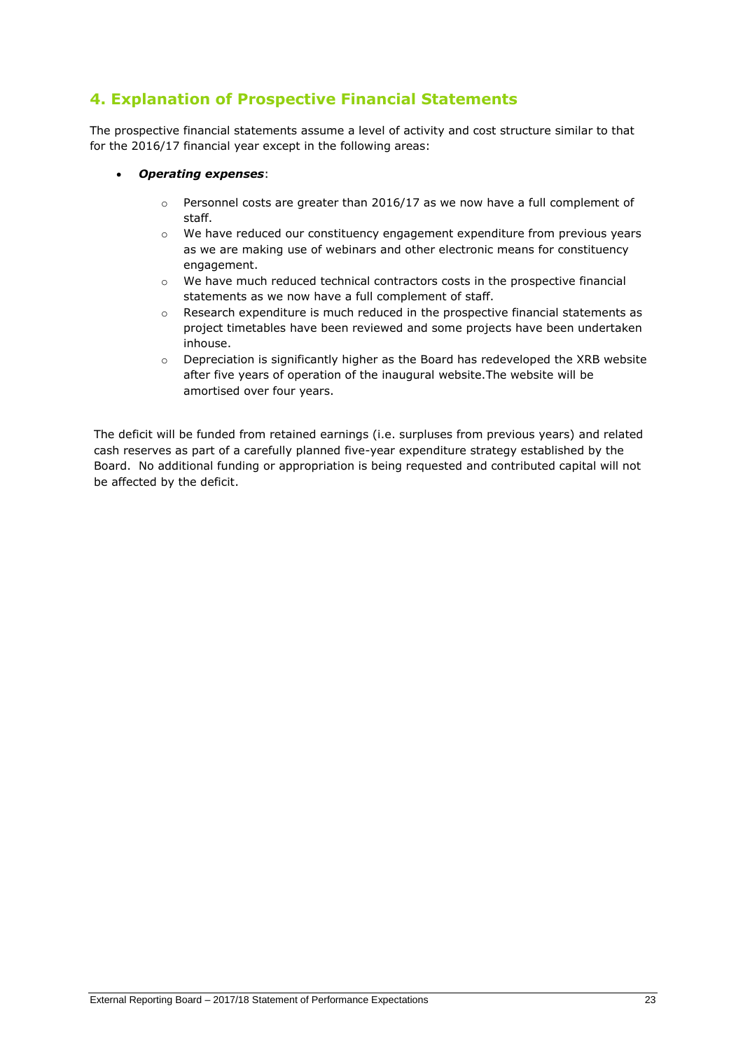## 4. Explanation of Prospective Financial Statements

The prospective financial statements assume a level of activity and cost structure similar to that for the 2016/17 financial year except in the following areas:

- ***Operating expenses***:
  - Personnel costs are greater than 2016/17 as we now have a full complement of staff.
  - We have reduced our constituency engagement expenditure from previous years as we are making use of webinars and other electronic means for constituency engagement.
  - We have much reduced technical contractors costs in the prospective financial statements as we now have a full complement of staff.
  - Research expenditure is much reduced in the prospective financial statements as project timetables have been reviewed and some projects have been undertaken inhouse.
  - Depreciation is significantly higher as the Board has redeveloped the XRB website after five years of operation of the inaugural website.The website will be amortised over four years.

The deficit will be funded from retained earnings (i.e. surpluses from previous years) and related cash reserves as part of a carefully planned five-year expenditure strategy established by the Board. No additional funding or appropriation is being requested and contributed capital will not be affected by the deficit.